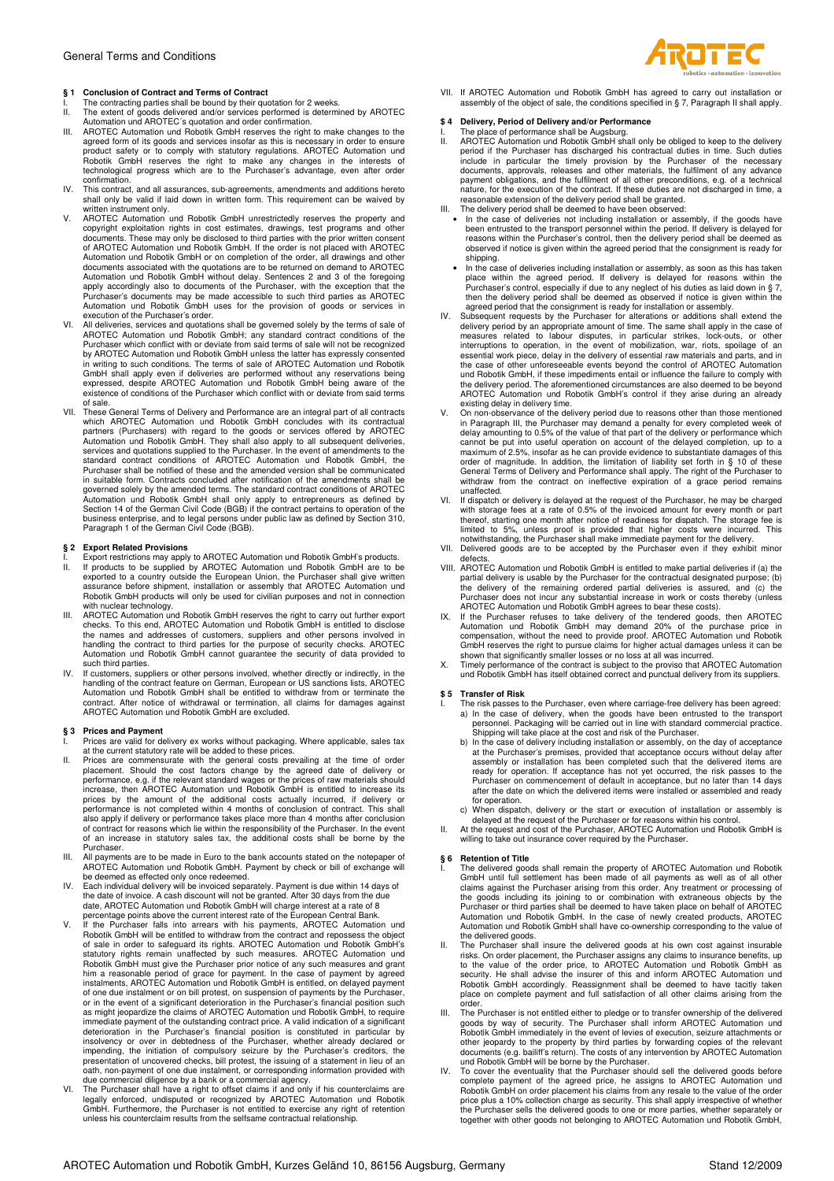## § 1 Conclusion of Contract and Terms of Contract

I. The contracting parties shall be bound by their quotation for 2 weeks.

II. The extent of goods delivered and/or services performed is determined by AROTEC Automation und AROTEC´s quotation and order confirmation.

III. AROTEC Automation und Robotik GmbH reserves the right to make changes to the agreed form of its goods and services insofar as this is necessary in order to ensure product safety or to comply with statutory regulations. AROTEC Automation und Robotik GmbH reserves the right to make any changes in the interests of technological progress which are to the Purchaser's advantage, even after order confirmation.

IV. This contract, and all assurances, sub-agreements, amendments and additions hereto shall only be valid if laid down in written form. This requirement can be waived by written instrument only.

V. AROTEC Automation und Robotik GmbH unrestrictedly reserves the property and copyright exploitation rights in cost estimates, drawings, test programs and other documents. These may only be disclosed to third parties with the prior written consent of AROTEC Automation und Robotik GmbH. If the order is not placed with AROTEC Automation und Robotik GmbH or on completion of the order, all drawings and other documents associated with the quotations are to be returned on demand to AROTEC Automation und Robotik GmbH without delay. Sentences 2 and 3 of the foregoing apply accordingly also to documents of the Purchaser, with the exception that the Purchaser's documents may be made accessible to such third parties as AROTEC Automation und Robotik GmbH uses for the provision of goods or services in execution of the Purchaser's order.

VI. All deliveries, services and quotations shall be governed solely by the terms of sale of AROTEC Automation und Robotik GmbH; any standard contract conditions of the Purchaser which conflict with or deviate from said terms of sale will not be recognized by AROTEC Automation und Robotik GmbH unless the latter has expressly consented in writing to such conditions. The terms of sale of AROTEC Automation und Robotik GmbH shall apply even if deliveries are performed without any reservations being expressed, despite AROTEC Automation und Robotik GmbH being aware of the existence of conditions of the Purchaser which conflict with or deviate from said terms of sale.

VII. These General Terms of Delivery and Performance are an integral part of all contracts which AROTEC Automation und Robotik GmbH concludes with its contractual partners (Purchasers) with regard to the goods or services offered by AROTEC Automation und Robotik GmbH. They shall also apply to all subsequent deliveries, services and quotations supplied to the Purchaser. In the event of amendments to the standard contract conditions of AROTEC Automation und Robotik GmbH, the Purchaser shall be notified of these and the amended version shall be communicated in suitable form. Contracts concluded after notification of the amendments shall be governed solely by the amended terms. The standard contract conditions of AROTEC Automation und Robotik GmbH shall only apply to entrepreneurs as defined by Section 14 of the German Civil Code (BGB) if the contract pertains to operation of the business enterprise, and to legal persons under public law as defined by Section 310, Paragraph 1 of the German Civil Code (BGB).

## § 2 Export Related Provisions

I. Export restrictions may apply to AROTEC Automation und Robotik GmbH's products.

II. If products to be supplied by AROTEC Automation und Robotik GmbH are to be exported to a country outside the European Union, the Purchaser shall give written assurance before shipment, installation or assembly that AROTEC Automation und Robotik GmbH products will only be used for civilian purposes and not in connection with nuclear technology.

III. AROTEC Automation und Robotik GmbH reserves the right to carry out further export checks. To this end, AROTEC Automation und Robotik GmbH is entitled to disclose the names and addresses of customers, suppliers and other persons involved in handling the contract to third parties for the purpose of security checks. AROTEC Automation und Robotik GmbH cannot guarantee the security of data provided to such third parties.

IV. If customers, suppliers or other persons involved, whether directly or indirectly, in the handling of the contract feature on German, European or US sanctions lists, AROTEC Automation und Robotik GmbH shall be entitled to withdraw from or terminate the contract. After notice of withdrawal or termination, all claims for damages against AROTEC Automation und Robotik GmbH are excluded.

## § 3 Prices and Payment

I. Prices are valid for delivery ex works without packaging. Where applicable, sales tax at the current statutory rate will be added to these prices.

II. Prices are commensurate with the general costs prevailing at the time of order placement. Should the cost factors change by the agreed date of delivery or performance, e.g. if the relevant standard wages or the prices of raw materials should increase, then AROTEC Automation und Robotik GmbH is entitled to increase its prices by the amount of the additional costs actually incurred, if delivery or performance is not completed within 4 months of conclusion of contract. This shall also apply if delivery or performance takes place more than 4 months after conclusion of contract for reasons which lie within the responsibility of the Purchaser. In the event of an increase in statutory sales tax, the additional costs shall be borne by the Purchaser.

III. All payments are to be made in Euro to the bank accounts stated on the notepaper of AROTEC Automation und Robotik GmbH. Payment by check or bill of exchange will be deemed as effected only once redeemed.

IV. Each individual delivery will be invoiced separately. Payment is due within 14 days of the date of invoice. A cash discount will not be granted. After 30 days from the due date, AROTEC Automation und Robotik GmbH will charge interest at a rate of 8 percentage points above the current interest rate of the European Central Bank.

V. If the Purchaser falls into arrears with his payments, AROTEC Automation und Robotik GmbH will be entitled to withdraw from the contract and repossess the object of sale in order to safeguard its rights. AROTEC Automation und Robotik GmbH's statutory rights remain unaffected by such measures. AROTEC Automation und Robotik GmbH must give the Purchaser prior notice of any such measures and grant him a reasonable period of grace for payment. In the case of payment by agreed instalments, AROTEC Automation und Robotik GmbH is entitled, on delayed payment of one due instalment or on bill protest, on suspension of payments by the Purchaser, or in the event of a significant deterioration in the Purchaser's financial position such as might jeopardize the claims of AROTEC Automation und Robotik GmbH, to require immediate payment of the outstanding contract price. A valid indication of a significant deterioration in the Purchaser's financial position is constituted in particular by insolvency or over in debtedness of the Purchaser, whether already declared or impending, the initiation of compulsory seizure by the Purchaser's creditors, the presentation of uncovered checks, bill protest, the issuing of a statement in lieu of an oath, non-payment of one due instalment, or corresponding information provided with due commercial diligence by a bank or a commercial agency.

VI. The Purchaser shall have a right to offset claims if and only if his counterclaims are legally enforced, undisputed or recognized by AROTEC Automation und Robotik GmbH. Furthermore, the Purchaser is not entitled to exercise any right of retention unless his counterclaim results from the selfsame contractual relationship.

VII. If AROTEC Automation und Robotik GmbH has agreed to carry out installation or assembly of the object of sale, the conditions specified in § 7, Paragraph II shall apply.

## § 4 Delivery, Period of Delivery and/or Performance

I. The place of performance shall be Augsburg.

II. AROTEC Automation und Robotik GmbH shall only be obliged to keep to the delivery period if the Purchaser has discharged his contractual duties in time. Such duties include in particular the timely provision by the Purchaser of the necessary documents, approvals, releases and other materials, the fulfilment of any advance payment obligations, and the fulfilment of all other preconditions, e.g. of a technical nature, for the execution of the contract. If these duties are not discharged in time, a reasonable extension of the delivery period shall be granted.

III. The delivery period shall be deemed to have been observed:

- In the case of deliveries not including installation or assembly, if the goods have been entrusted to the transport personnel within the period. If delivery is delayed for reasons within the Purchaser's control, then the delivery period shall be deemed as observed if notice is given within the agreed period that the consignment is ready for shipping.
- In the case of deliveries including installation or assembly, as soon as this has taken place within the agreed period. If delivery is delayed for reasons within the Purchaser's control, especially if due to any neglect of his duties as laid down in § 7, then the delivery period shall be deemed as observed if notice is given within the agreed period that the consignment is ready for installation or assembly.

IV. Subsequent requests by the Purchaser for alterations or additions shall extend the delivery period by an appropriate amount of time. The same shall apply in the case of measures related to labour disputes, in particular strikes, lock-outs, or other interruptions to operation, in the event of mobilization, war, riots, spoilage of an essential work piece, delay in the delivery of essential raw materials and parts, and in the case of other unforeseeable events beyond the control of AROTEC Automation und Robotik GmbH, if these impediments entail or influence the failure to comply with the delivery period. The aforementioned circumstances are also deemed to be beyond AROTEC Automation und Robotik GmbH's control if they arise during an already existing delay in delivery time.

V. On non-observance of the delivery period due to reasons other than those mentioned in Paragraph III, the Purchaser may demand a penalty for every completed week of delay amounting to 0.5% of the value of that part of the delivery or performance which cannot be put into useful operation on account of the delayed completion, up to a maximum of 2.5%, insofar as he can provide evidence to substantiate damages of this order of magnitude. In addition, the limitation of liability set forth in § 10 of these General Terms of Delivery and Performance shall apply. The right of the Purchaser to withdraw from the contract on ineffective expiration of a grace period remains unaffected.

VI. If dispatch or delivery is delayed at the request of the Purchaser, he may be charged with storage fees at a rate of 0.5% of the invoiced amount for every month or part thereof, starting one month after notice of readiness for dispatch. The storage fee is limited to 5%, unless proof is provided that higher costs were incurred. This notwithstanding, the Purchaser shall make immediate payment for the delivery.

VII. Delivered goods are to be accepted by the Purchaser even if they exhibit minor defects.

VIII. AROTEC Automation und Robotik GmbH is entitled to make partial deliveries if (a) the partial delivery is usable by the Purchaser for the contractual designated purpose; (b) the delivery of the remaining ordered partial deliveries is assured, and (c) the Purchaser does not incur any substantial increase in work or costs thereby (unless AROTEC Automation und Robotik GmbH agrees to bear these costs).

IX. If the Purchaser refuses to take delivery of the tendered goods, then AROTEC Automation und Robotik GmbH may demand 20% of the purchase price in compensation, without the need to provide proof. AROTEC Automation und Robotik GmbH reserves the right to pursue claims for higher actual damages unless it can be shown that significantly smaller losses or no loss at all was incurred.

X. Timely performance of the contract is subject to the proviso that AROTEC Automation und Robotik GmbH has itself obtained correct and punctual delivery from its suppliers.

## § 5 Transfer of Risk

I. The risk passes to the Purchaser, even where carriage-free delivery has been agreed:

a) In the case of delivery, when the goods have been entrusted to the transport personnel. Packaging will be carried out in line with standard commercial practice. Shipping will take place at the cost and risk of the Purchaser.

b) In the case of delivery including installation or assembly, on the day of acceptance at the Purchaser's premises, provided that acceptance occurs without delay after assembly or installation has been completed such that the delivered items are ready for operation. If acceptance has not yet occurred, the risk passes to the Purchaser on commencement of default in acceptance, but no later than 14 days after the date on which the delivered items were installed or assembled and ready for operation.

c) When dispatch, delivery or the start or execution of installation or assembly is delayed at the request of the Purchaser or for reasons within his control.

II. At the request and cost of the Purchaser, AROTEC Automation und Robotik GmbH is willing to take out insurance cover required by the Purchaser.

## § 6 Retention of Title

I. The delivered goods shall remain the property of AROTEC Automation und Robotik GmbH until full settlement has been made of all payments as well as of all other claims against the Purchaser arising from this order. Any treatment or processing of the goods including its joining to or combination with extraneous objects by the Purchaser or third parties shall be deemed to have taken place on behalf of AROTEC Automation und Robotik GmbH. In the case of newly created products, AROTEC Automation und Robotik GmbH shall have co-ownership corresponding to the value of the delivered goods.

II. The Purchaser shall insure the delivered goods at his own cost against insurable risks. On order placement, the Purchaser assigns any claims to insurance benefits, up to the value of the order price, to AROTEC Automation und Robotik GmbH as security. He shall advise the insurer of this and inform AROTEC Automation und Robotik GmbH accordingly. Reassignment shall be deemed to have tacitly taken place on complete payment and full satisfaction of all other claims arising from the order.

III. The Purchaser is not entitled either to pledge or to transfer ownership of the delivered goods by way of security. The Purchaser shall inform AROTEC Automation und Robotik GmbH immediately in the event of levies of execution, seizure attachments or other jeopardy to the property by third parties by forwarding copies of the relevant documents (e.g. bailiff's return). The costs of any intervention by AROTEC Automation und Robotik GmbH will be borne by the Purchaser.

IV. To cover the eventuality that the Purchaser should sell the delivered goods before complete payment of the agreed price, he assigns to AROTEC Automation und Robotik GmbH on order placement his claims from any resale to the value of the order price plus a 10% collection charge as security. This shall apply irrespective of whether the Purchaser sells the delivered goods to one or more parties, whether separately or together with other goods not belonging to AROTEC Automation und Robotik GmbH,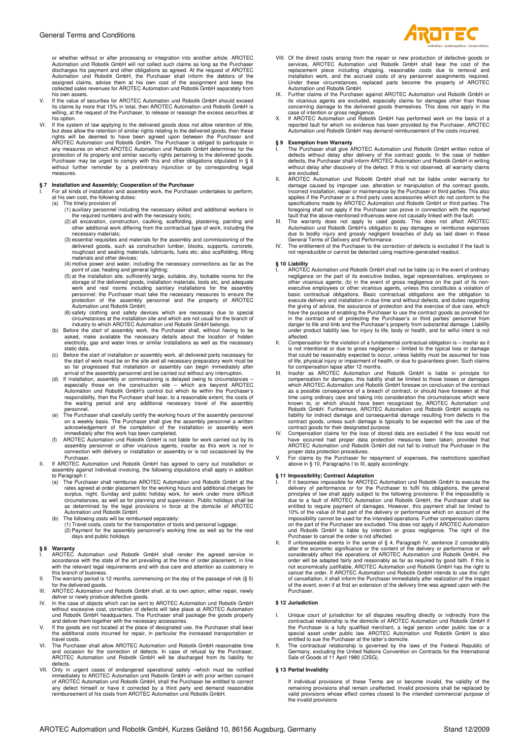or whether without or after processing or integration into another article. AROTEC Automation und Robotik GmbH will not collect such claims as long as the Purchaser discharges his payment and other obligations as agreed. At the request of AROTEC Automation und Robotik GmbH, the Purchaser shall inform the debtors of the assigned claims, advise them at his own cost of the assignment and keep the collected sales revenues for AROTEC Automation und Robotik GmbH separately from his own assets.

V. If the value of securities for AROTEC Automation und Robotik GmbH should exceed its claims by more that 15% in total, then AROTEC Automation und Robotik GmbH is willing, at the request of the Purchaser, to release or reassign the excess securities at his option.

VI. If the system of law applying to the delivered goods does not allow retention of title, but does allow the retention of similar rights relating to the delivered goods, then these rights will be deemed to have been agreed upon between the Purchaser and AROTEC Automation und Robotik GmbH. The Purchaser is obliged to participate in any measures on which AROTEC Automation und Robotik GmbH determines for the protection of its property and similar security rights pertaining to the delivered goods. Purchaser may be urged to comply with this and other obligations stipulated in § 6 without further reminder by a preliminary injunction or by corresponding legal measures.

## § 7 Installation and Assembly; Cooperation of the Purchaser

I. For all kinds of installation and assembly work, the Purchaser undertakes to perform, at his own cost, the following duties:
   (a) The timely provision of
      (1) auxiliary personnel including the necessary skilled and additional workers in the required numbers and with the necessary tools;
      (2) all excavation, construction, caulking, scaffolding, plastering, painting and other additional work differing from the contractual type of work, including the necessary materials;
      (3) essential requisites and materials for the assembly and commissioning of the delivered goods, such as construction lumber, blocks, supports, concrete, roughcast and sealing materials, lubricants, fuels etc; also scaffolding, lifting materials and other devices;
      (4) motive power and water, including the necessary connections as far as the point of use; heating and general lighting;
      (5) at the installation site, sufficiently large, suitable, dry, lockable rooms for the storage of the delivered goods, installation materials, tools etc, and adequate work and rest rooms including sanitary installations for the assembly personnel; the Purchaser must take the necessary measures to ensure the protection of the assembly personnel and the property of AROTEC Automation und Robotik GmbH;
      (6) safety clothing and safety devices which are necessary due to special circumstances at the installation site and which are not usual for the branch of industry to which AROTEC Automation und Robotik GmbH belongs.
   (b) Before the start of assembly work, the Purchaser shall, without having to be asked, make available the necessary details about the location of hidden electricity, gas and water lines or similar installations as well as the necessary static data.
   (c) Before the start of installation or assembly work, all delivered parts necessary for the start of work must be on the site and all necessary preparatory work must be so far progressed that installation or assembly can begin immediately after arrival of the assembly personnel and be carried out without any interruption.
   (d) If installation, assembly or commissioning is delayed owing to circumstances – especially those on the construction site – which are beyond AROTEC Automation und Robotik GmbH's control but which lie within the Purchaser's responsibility, then the Purchaser shall bear, to a reasonable extent, the costs of the waiting period and any additional necessary travel of the assembly personnel.
   (e) The Purchaser shall carefully certify the working hours of the assembly personnel on a weekly basis. The Purchaser shall give the assembly personnel a written acknowledgement of the completion of the installation or assembly work immediately after this work has been completed.
   (f) AROTEC Automation und Robotik GmbH is not liable for work carried out by its assembly personnel or other vicarious agents, insofar as this work is not in connection with delivery or installation or assembly or is not occasioned by the Purchaser.

II. If AROTEC Automation und Robotik GmbH has agreed to carry out installation or assembly against individual invoicing, the following stipulations shall apply in addition to Paragraph I:
   (a) The Purchaser shall reimburse AROTEC Automation und Robotik GmbH at the rates agreed at order placement for the working hours and additional charges for surplus, night, Sunday and public holiday work, for work under more difficult circumstances, as well as for planning and supervision. Public holidays shall be as determined by the legal provisions in force at the domicile of AROTEC Automation und Robotik GmbH.
   (b) The following costs will be reimbursed separately:
      (1) Travel costs, costs for the transportation of tools and personal luggage;
      (2) Payment for the assembly personnel's working time as well as for the rest days and public holidays

## § 8 Warranty

I. AROTEC Automation und Robotik GmbH shall render the agreed service in accordance with the state of the art prevailing at the time of order placement, in line with the relevant legal requirements and with due care and attention as customary in this branch of business.

II. The warranty period is 12 months, commencing on the day of the passage of risk (§ 5) for the delivered goods.

III. AROTEC Automation und Robotik GmbH shall, at its own option, either repair, newly deliver or newly produce defective goods.

IV. In the case of objects which can be sent to AROTEC Automation und Robotik GmbH without excessive cost, correction of defects will take place at AROTEC Automation und Robotik GmbH headquarters. The Purchaser shall package the goods properly and deliver them together with the necessary accessories.

V. If the goods are not located at the place of designated use, the Purchaser shall bear the additional costs incurred for repair, in particular the increased transportation or travel costs.

VI. The Purchaser shall allow AROTEC Automation und Robotik GmbH reasonable time and occasion for the correction of defects. In case of refusal by the Purchaser, AROTEC Automation und Robotik GmbH will be discharged from its liability for defects.

VII. Only in urgent cases of endangered operational safety –which must be notified immediately to AROTEC Automation und Robotik GmbH or with prior written consent of AROTEC Automation und Robotik GmbH, shall the Purchaser be entitled to correct any defect himself or have it corrected by a third party and demand reasonable reimbursement of his costs from AROTEC Automation und Robotik GmbH.

VIII. Of the direct costs arising from the repair or new production of defective goods or services, AROTEC Automation und Robotik GmbH shall bear the cost of the replacement piece including shipping, reasonable costs due to removal and installation work, and the accrued costs of any personnel assignments required. Under these circumstances, replaced parts become the property of AROTEC Automation und Robotik GmbH.

IX. Further claims of the Purchaser against AROTEC Automation und Robotik GmbH or its vicarious agents are excluded, especially claims for damages other than those concerning damage to the delivered goods themselves. This does not apply in the case of intention or gross negligence.

X. If AROTEC Automation und Robotik GmbH has performed work on the basis of a reported fault for which no evidence has been provided by the Purchaser, AROTEC Automation und Robotik GmbH may demand reimbursement of the costs incurred.

## § 9 Exemption from Warranty

I. The Purchaser shall give AROTEC Automation und Robotik GmbH written notice of defects without delay after delivery of the contract goods. In the case of hidden defects, the Purchaser shall inform AROTEC Automation und Robotik GmbH in writing without delay after discovery of the defect. If this is not observed, all warranty claims are excluded.

II. AROTEC Automation und Robotik GmbH shall not be liable under warranty for damage caused by improper use, alteration or manipulation of the contract goods, incorrect installation, repair or maintenance by the Purchaser or third parties. This also applies if the Purchaser or a third party uses accessories which do not conform to the specifications made by AROTEC Automation und Robotik GmbH or third parties. The foregoing shall not apply if the Purchaser can prove in connection with the reported fault that the above-mentioned influences were not causally linked with the fault.

III. The warranty does not apply to used goods. This does not affect AROTEC Automation und Robotik GmbH's obligation to pay damages or reimburse expenses due to bodily injury and grossly negligent breaches of duty as laid down in these General Terms of Delivery and Performance.

IV. The entitlement of the Purchaser to the correction of defects is excluded if the fault is not reproducible or cannot be detected using machine-generated readout.

## § 10 Liability

I. AROTEC Automation und Robotik GmbH shall not be liable (a) in the event of ordinary negligence on the part of its executive bodies, legal representatives, employees or other vicarious agents; (b) in the event of gross negligence on the part of its non-executive employees or other vicarious agents, unless this constitutes a violation of basic contractual obligations. Basic contractual obligations are the obligation to execute delivery and installation in due time and without defects, and duties regarding the giving of advice, the assurance of protection and the exercise of due care, which have the purpose of enabling the Purchaser to use the contract goods as provided for in the contract and of protecting the Purchaser's or third parties' personnel from danger to life and limb and the Purchaser's property from substantial damage. Liability under product liability law, for injury to life, body or health, and for wilful intent is not affected.

II. Compensation for the violation of a fundamental contractual obligation is – insofar as it is not intentional or due to gross negligence – limited to the typical loss or damage that could be reasonably expected to occur, unless liability must be assumed for loss of life, physical injury or impairment of health, or due to guarantees given. Such claims for compensation lapse after 12 months.

III. Insofar as AROTEC Automation und Robotik GmbH is liable in principle for compensation for damages, this liability shall be limited to those losses or damages which AROTEC Automation und Robotik GmbH foresaw on conclusion of the contract as a possible consequence of a breach of contract, or should have foreseen at that time using ordinary care and taking into consideration the circumstances which were known to, or which should have been recognized by, AROTEC Automation und Robotik GmbH. Furthermore, AROTEC Automation und Robotik GmbH accepts no liability for indirect damage and consequential damage resulting from defects in the contract goods, unless such damage is typically to be expected with the use of the contract goods for their designated purpose.

IV. Compensation claims for the loss of stored data are excluded if the loss would not have occurred had proper data protection measures been taken; provided that AROTEC Automation und Robotik GmbH did not fail to instruct the Purchaser in the proper data protection procedures.

V. For claims by the Purchaser for repayment of expenses, the restrictions specified above in § 10, Paragraphs I to III, apply accordingly.

## § 11 Impossibility; Contract Adaptation

I. If it becomes impossible for AROTEC Automation und Robotik GmbH to execute the delivery of performance or for the Purchaser to fulfil his obligations, the general principles of law shall apply subject to the following provisions: If the impossibility is due to a fault of AROTEC Automation und Robotik GmbH, the Purchaser shall be entitled to require payment of damages. However, this payment shall be limited to 10% of the value of that part of the delivery or performance which on account of the impossibility cannot be used for the intended operations. Further compensation claims on the part of the Purchaser are excluded. This does not apply if AROTEC Automation und Robotik GmbH is liable by intention or gross negligence. The right of the Purchaser to cancel the order is not affected.

II. If unforeseeable events in the sense of § 4, Paragraph IV, sentence 2 considerably alter the economic significance or the content of the delivery or performance or will considerably affect the operations of AROTEC Automation und Robotik GmbH, the order will be adapted fairly and reasonably as far as required by good faith. If this is not economically justifiable, AROTEC Automation und Robotik GmbH has the right to cancel the order. If AROTEC Automation und Robotik GmbH intends to use this right of cancellation, it shall inform the Purchaser immediately after realization of the impact of the event, even if at first an extension of the delivery time was agreed upon with the Purchaser.

## § 12 Jurisdiction

I. Unique court of jurisdiction for all disputes resulting directly or indirectly from the contractual relationship is the domicile of AROTEC Automation und Robotik GmbH if the Purchaser is a fully qualified merchant, a legal person under public law or a special asset under public law. AROTEC Automation und Robotik GmbH is also entitled to sue the Purchaser at the latter's domicile.

II. The contractual relationship is governed by the laws of the Federal Republic of Germany, excluding the United Nations Convention on Contracts for the International Sale of Goods of 11 April 1980 (CISG).

## § 13 Partial Invalidity

If individual provisions of these Terms are or become invalid, the validity of the remaining provisions shall remain unaffected. Invalid provisions shall be replaced by valid provisions whose effect comes closest to the intended commercial purpose of the invalid provisions